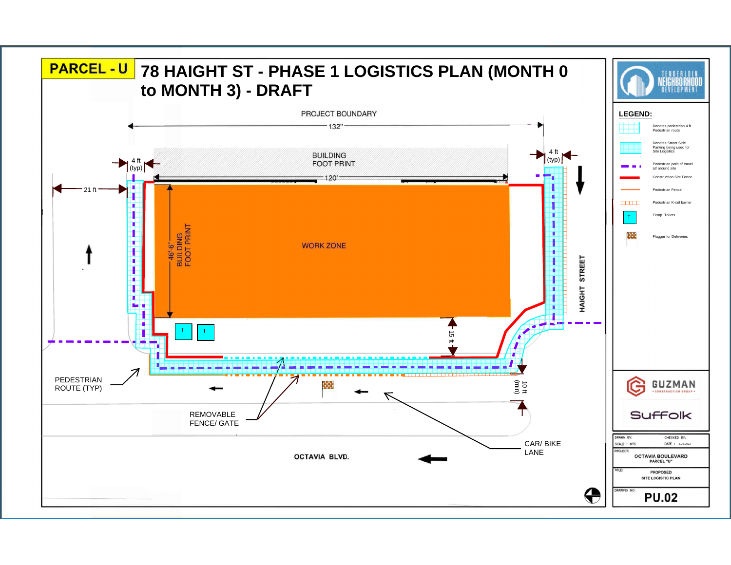# PARCEL - U

# 78 HAIGHT ST - PHASE 1 LOGISTICS PLAN (MONTH 0 to MONTH 3) - DRAFT

PROJECT BOUNDARY

132"

BUILDING FOOT PRINT

120'

4 ft (typ)

4 ft (typ)

21 ft

46'-6" BUILDING FOOT PRINT

WORK ZONE

HAIGHT STREET

T

T

15 ft

10 ft (min)

PEDESTRIAN ROUTE (TYP)

REMOVABLE FENCE/ GATE

CAR/ BIKE LANE

OCTAVIA BLVD.

**LEGEND:**

- Denotes pedestrian 4 ft Pedestrian route
- Denotes Street Side Parking being used for Site Logistics
- Pedestrian path of travel at/ around site
- Construction Site Fence
- Pedestrian Fence
- Pedestrian K-rail barrier
- Temp. Toilets
- Flagger for Deliveries

TENDERLOIN NEIGHBORHOOD DEVELOPMENT

GUZMAN CONSTRUCTION GROUP

Suffolk

| | |
|---|---|
| DRAWN BY: | CHECKED BY: |
| SCALE : NTS | DATE : 3.25.2022 |
| PROJECT: | OCTAVIA BOULEVARD PARCEL "U" |
| TITLE: | PROPOSED SITE LOGISTIC PLAN |
| DRAWING NO: | PU.02 |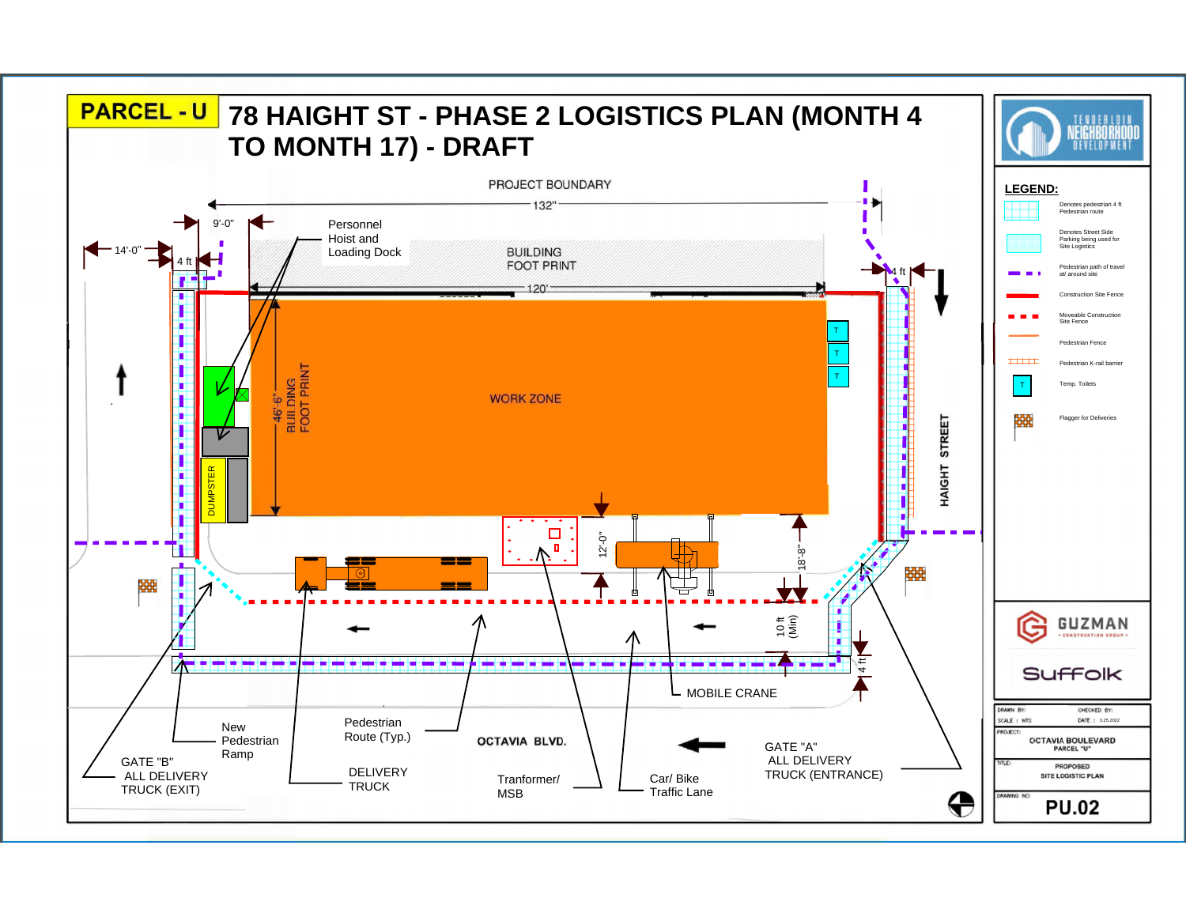PARCEL - U

# 78 HAIGHT ST - PHASE 2 LOGISTICS PLAN (MONTH 4 TO MONTH 17) - DRAFT

PROJECT BOUNDARY

132"

9'-0"

14'-0"

4 ft

Personnel Hoist and Loading Dock

BUILDING FOOT PRINT

120'

4 ft

46'-6" BUILDING FOOT PRINT

WORK ZONE

T

T

T

DUMPSTER

HAIGHT STREET

12'-0"

18'-8"

10 ft (Min)

4 ft

MOBILE CRANE

New Pedestrian Ramp

Pedestrian Route (Typ.)

OCTAVIA BLVD.

GATE "A" ALL DELIVERY TRUCK (ENTRANCE)

GATE "B" ALL DELIVERY TRUCK (EXIT)

DELIVERY TRUCK

Tranformer/ MSB

Car/ Bike Traffic Lane

TENDERLOIN NEIGHBORHOOD DEVELOPMENT

**LEGEND:**

- Denotes pedestrian 4 ft Pedestrian route
- Denotes Street Side Parking being used for Site Logistics
- Pedestrian path of travel at/ around site
- Construction Site Fence
- Moveable Construction Site Fence
- Pedestrian Fence
- Pedestrian K-rail barrier
- Temp. Toilets
- Flagger for Deliveries

GUZMAN CONSTRUCTION GROUP

Suffolk

DRAWN BY:

CHECKED BY:

SCALE : NTS

DATE : 3.25.2022

PROJECT: OCTAVIA BOULEVARD PARCEL "U"

TITLE: PROPOSED SITE LOGISTIC PLAN

DRAWING NO: PU.02